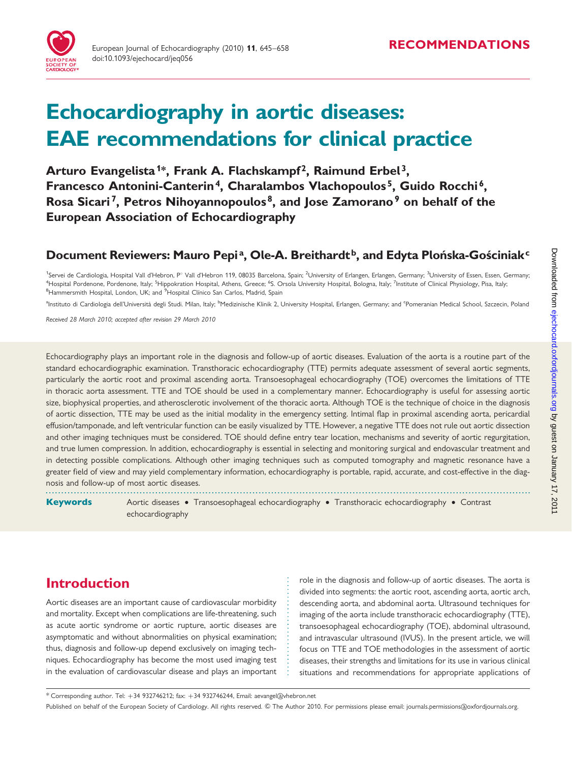# Echocardiography in aortic diseases: EAE recommendations for clinical practice

**Arturo Evangelista[1]*, Frank A. Flachskampf[2], Raimund Erbel[3], Francesco Antonini-Canterin[4], Charalambos Vlachopoulos[5], Guido Rocchi[6], Rosa Sicari[7], Petros Nihoyannopoulos[8], and Jose Zamorano[9] on behalf of the European Association of Echocardiography**

## Document Reviewers: Mauro Pepi[a], Ole-A. Breithardt[b], and Edyta Płońska-Gościniak[c]

[1]Servei de Cardiologia, Hospital Vall d'Hebron, P° Vall d'Hebron 119, 08035 Barcelona, Spain; [2]University of Erlangen, Erlangen, Germany; [3]University of Essen, Essen, Germany; [4]Hospital Pordenone, Pordenone, Italy; [5]Hippokration Hospital, Athens, Greece; [6]S. Orsola University Hospital, Bologna, Italy; [7]Institute of Clinical Physiology, Pisa, Italy; [8]Hammersmith Hospital, London, UK; and [9]Hospital Clínico San Carlos, Madrid, Spain

[a]Instituto di Cardiologia dell'Università degli Studi. Milan, Italy; [b]Medizinische Klinik 2, University Hospital, Erlangen, Germany; and [c]Pomeranian Medical School, Szczecin, Poland

*Received 28 March 2010; accepted after revision 29 March 2010*

Echocardiography plays an important role in the diagnosis and follow-up of aortic diseases. Evaluation of the aorta is a routine part of the standard echocardiographic examination. Transthoracic echocardiography (TTE) permits adequate assessment of several aortic segments, particularly the aortic root and proximal ascending aorta. Transoesophageal echocardiography (TOE) overcomes the limitations of TTE in thoracic aorta assessment. TTE and TOE should be used in a complementary manner. Echocardiography is useful for assessing aortic size, biophysical properties, and atherosclerotic involvement of the thoracic aorta. Although TOE is the technique of choice in the diagnosis of aortic dissection, TTE may be used as the initial modality in the emergency setting. Intimal flap in proximal ascending aorta, pericardial effusion/tamponade, and left ventricular function can be easily visualized by TTE. However, a negative TTE does not rule out aortic dissection and other imaging techniques must be considered. TOE should define entry tear location, mechanisms and severity of aortic regurgitation, and true lumen compression. In addition, echocardiography is essential in selecting and monitoring surgical and endovascular treatment and in detecting possible complications. Although other imaging techniques such as computed tomography and magnetic resonance have a greater field of view and may yield complementary information, echocardiography is portable, rapid, accurate, and cost-effective in the diagnosis and follow-up of most aortic diseases.

**Keywords** Aortic diseases • Transoesophageal echocardiography • Transthoracic echocardiography • Contrast echocardiography

## Introduction

Aortic diseases are an important cause of cardiovascular morbidity and mortality. Except when complications are life-threatening, such as acute aortic syndrome or aortic rupture, aortic diseases are asymptomatic and without abnormalities on physical examination; thus, diagnosis and follow-up depend exclusively on imaging techniques. Echocardiography has become the most used imaging test in the evaluation of cardiovascular disease and plays an important role in the diagnosis and follow-up of aortic diseases. The aorta is divided into segments: the aortic root, ascending aorta, aortic arch, descending aorta, and abdominal aorta. Ultrasound techniques for imaging of the aorta include transthoracic echocardiography (TTE), transoesophageal echocardiography (TOE), abdominal ultrasound, and intravascular ultrasound (IVUS). In the present article, we will focus on TTE and TOE methodologies in the assessment of aortic diseases, their strengths and limitations for its use in various clinical situations and recommendations for appropriate applications of

* Corresponding author. Tel: +34 932746212; fax: +34 932746244, Email: aevangel@vhebron.net

Published on behalf of the European Society of Cardiology. All rights reserved. © The Author 2010. For permissions please email: journals.permissions@oxfordjournals.org.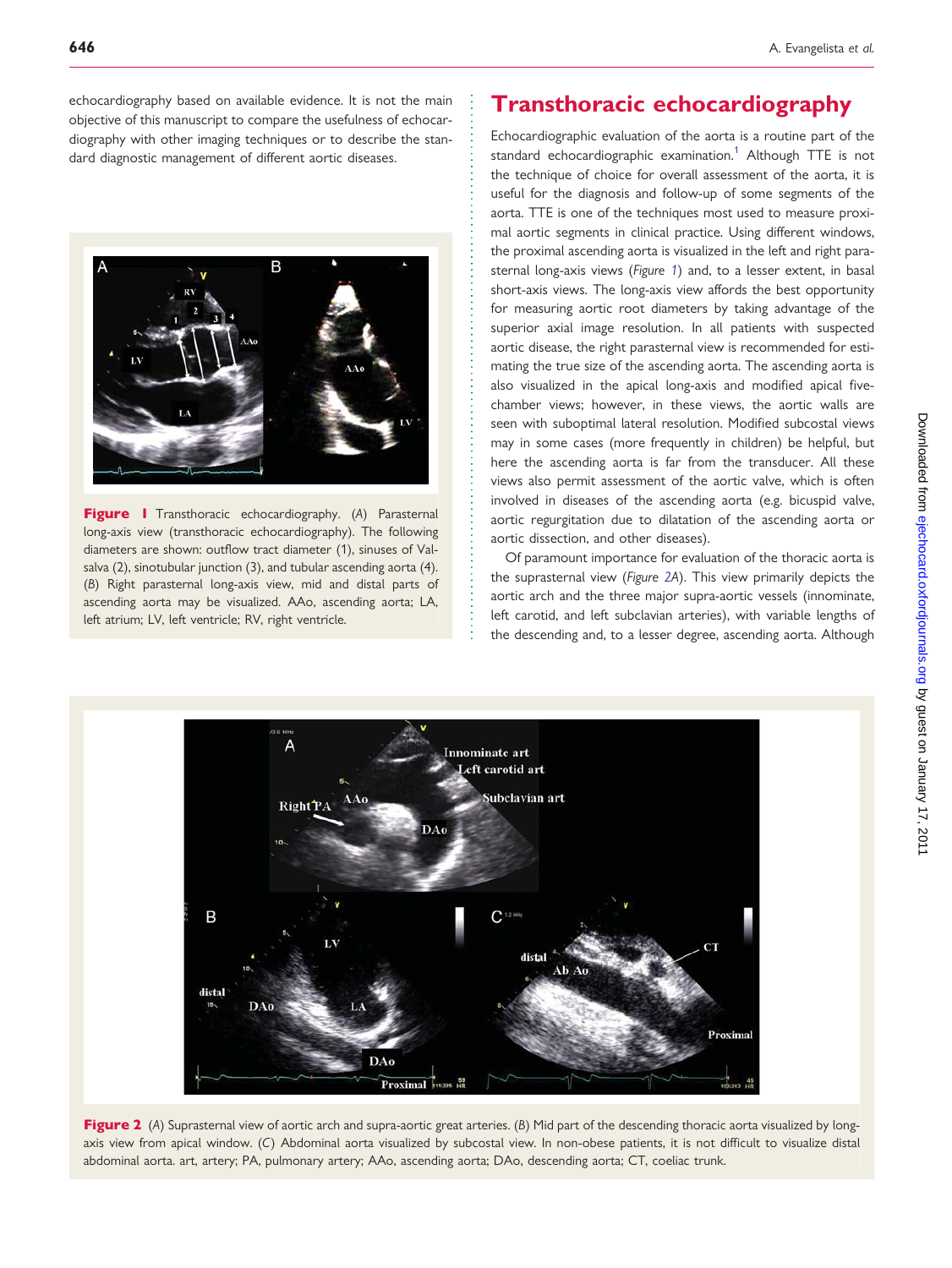echocardiography based on available evidence. It is not the main objective of this manuscript to compare the usefulness of echocardiography with other imaging techniques or to describe the standard diagnostic management of different aortic diseases.

**Figure 1** Transthoracic echocardiography. (*A*) Parasternal long-axis view (transthoracic echocardiography). The following diameters are shown: outflow tract diameter (1), sinuses of Valsalva (2), sinotubular junction (3), and tubular ascending aorta (4). (*B*) Right parasternal long-axis view, mid and distal parts of ascending aorta may be visualized. AAo, ascending aorta; LA, left atrium; LV, left ventricle; RV, right ventricle.

# Transthoracic echocardiography

Echocardiographic evaluation of the aorta is a routine part of the standard echocardiographic examination.[1] Although TTE is not the technique of choice for overall assessment of the aorta, it is useful for the diagnosis and follow-up of some segments of the aorta. TTE is one of the techniques most used to measure proximal aortic segments in clinical practice. Using different windows, the proximal ascending aorta is visualized in the left and right parasternal long-axis views (*Figure 1*) and, to a lesser extent, in basal short-axis views. The long-axis view affords the best opportunity for measuring aortic root diameters by taking advantage of the superior axial image resolution. In all patients with suspected aortic disease, the right parasternal view is recommended for estimating the true size of the ascending aorta. The ascending aorta is also visualized in the apical long-axis and modified apical five-chamber views; however, in these views, the aortic walls are seen with suboptimal lateral resolution. Modified subcostal views may in some cases (more frequently in children) be helpful, but here the ascending aorta is far from the transducer. All these views also permit assessment of the aortic valve, which is often involved in diseases of the ascending aorta (e.g. bicuspid valve, aortic regurgitation due to dilatation of the ascending aorta or aortic dissection, and other diseases).

Of paramount importance for evaluation of the thoracic aorta is the suprasternal view (*Figure 2A*). This view primarily depicts the aortic arch and the three major supra-aortic vessels (innominate, left carotid, and left subclavian arteries), with variable lengths of the descending and, to a lesser degree, ascending aorta. Although

**Figure 2** (*A*) Suprasternal view of aortic arch and supra-aortic great arteries. (*B*) Mid part of the descending thoracic aorta visualized by long-axis view from apical window. (*C*) Abdominal aorta visualized by subcostal view. In non-obese patients, it is not difficult to visualize distal abdominal aorta. art, artery; PA, pulmonary artery; AAo, ascending aorta; DAo, descending aorta; CT, coeliac trunk.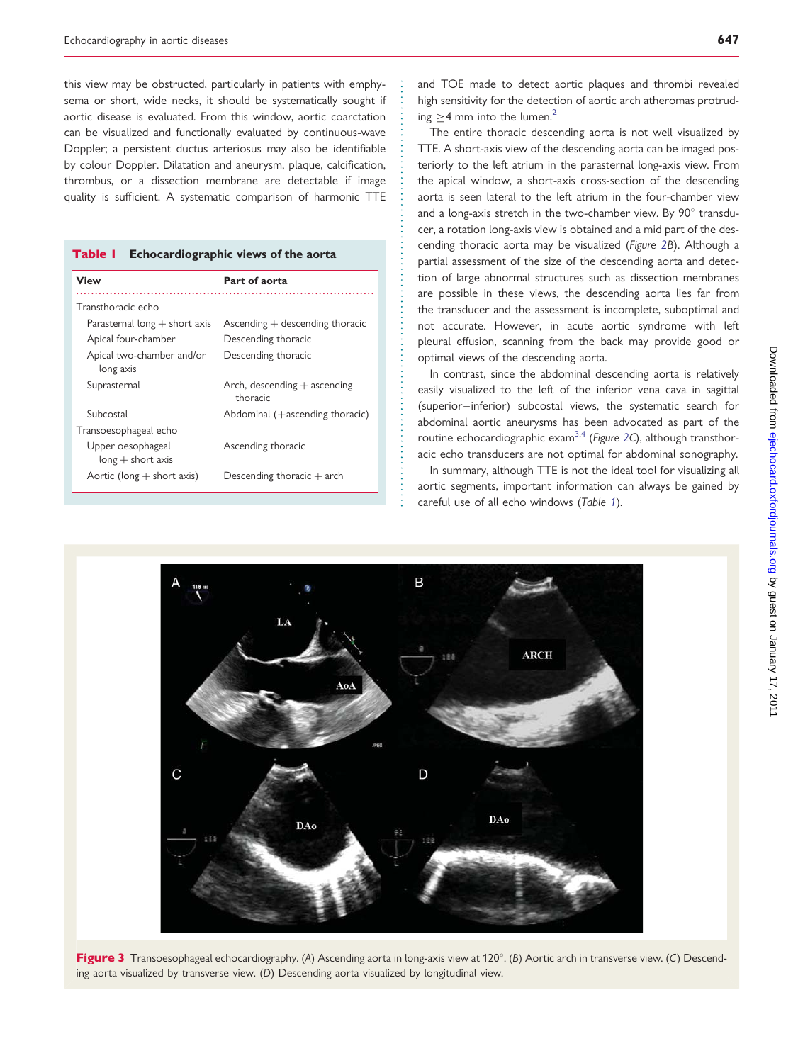this view may be obstructed, particularly in patients with emphysema or short, wide necks, it should be systematically sought if aortic disease is evaluated. From this window, aortic coarctation can be visualized and functionally evaluated by continuous-wave Doppler; a persistent ductus arteriosus may also be identifiable by colour Doppler. Dilatation and aneurysm, plaque, calcification, thrombus, or a dissection membrane are detectable if image quality is sufficient. A systematic comparison of harmonic TTE and TOE made to detect aortic plaques and thrombi revealed high sensitivity for the detection of aortic arch atheromas protruding ≥4 mm into the lumen.[2]

**Table 1 Echocardiographic views of the aorta**

| View | Part of aorta |
|---|---|
| Transthoracic echo | |
| Parasternal long + short axis | Ascending + descending thoracic |
| Apical four-chamber | Descending thoracic |
| Apical two-chamber and/or long axis | Descending thoracic |
| Suprasternal | Arch, descending + ascending thoracic |
| Subcostal | Abdominal (+ascending thoracic) |
| Transoesophageal echo | |
| Upper oesophageal long + short axis | Ascending thoracic |
| Aortic (long + short axis) | Descending thoracic + arch |

The entire thoracic descending aorta is not well visualized by TTE. A short-axis view of the descending aorta can be imaged posteriorly to the left atrium in the parasternal long-axis view. From the apical window, a short-axis cross-section of the descending aorta is seen lateral to the left atrium in the four-chamber view and a long-axis stretch in the two-chamber view. By 90° transducer, a rotation long-axis view is obtained and a mid part of the descending thoracic aorta may be visualized (*Figure 2B*). Although a partial assessment of the size of the descending aorta and detection of large abnormal structures such as dissection membranes are possible in these views, the descending aorta lies far from the transducer and the assessment is incomplete, suboptimal and not accurate. However, in acute aortic syndrome with left pleural effusion, scanning from the back may provide good or optimal views of the descending aorta.

In contrast, since the abdominal descending aorta is relatively easily visualized to the left of the inferior vena cava in sagittal (superior−inferior) subcostal views, the systematic search for abdominal aortic aneurysms has been advocated as part of the routine echocardiographic exam[3,4] (*Figure 2C*), although transthoracic echo transducers are not optimal for abdominal sonography.

In summary, although TTE is not the ideal tool for visualizing all aortic segments, important information can always be gained by careful use of all echo windows (*Table 1*).

**Figure 3** Transoesophageal echocardiography. (*A*) Ascending aorta in long-axis view at 120°. (*B*) Aortic arch in transverse view. (*C*) Descending aorta visualized by transverse view. (*D*) Descending aorta visualized by longitudinal view.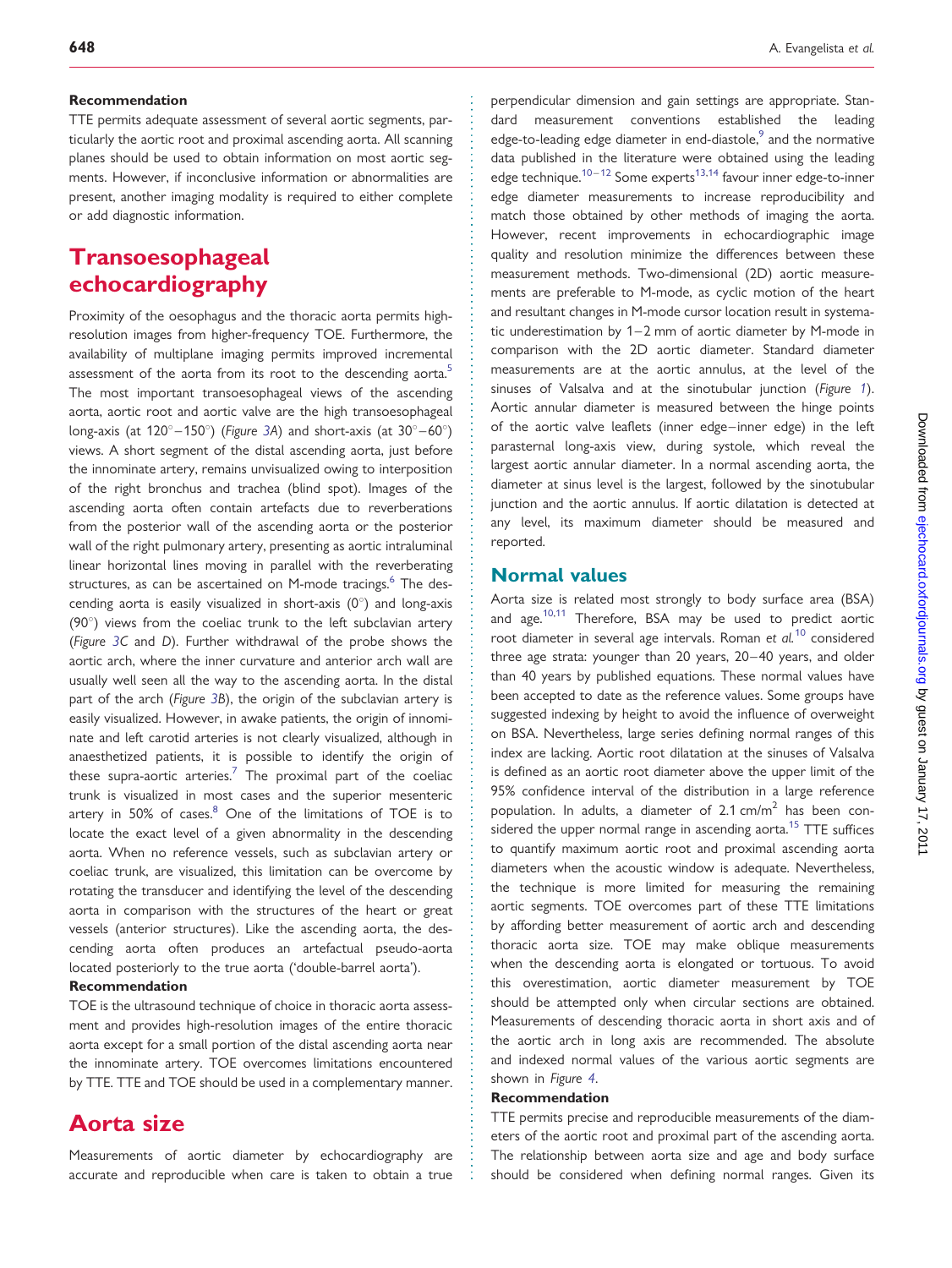**Recommendation**

TTE permits adequate assessment of several aortic segments, particularly the aortic root and proximal ascending aorta. All scanning planes should be used to obtain information on most aortic segments. However, if inconclusive information or abnormalities are present, another imaging modality is required to either complete or add diagnostic information.

## Transoesophageal echocardiography

Proximity of the oesophagus and the thoracic aorta permits high-resolution images from higher-frequency TOE. Furthermore, the availability of multiplane imaging permits improved incremental assessment of the aorta from its root to the descending aorta.[5] The most important transoesophageal views of the ascending aorta, aortic root and aortic valve are the high transoesophageal long-axis (at 120°–150°) (*Figure 3A*) and short-axis (at 30°–60°) views. A short segment of the distal ascending aorta, just before the innominate artery, remains unvisualized owing to interposition of the right bronchus and trachea (blind spot). Images of the ascending aorta often contain artefacts due to reverberations from the posterior wall of the ascending aorta or the posterior wall of the right pulmonary artery, presenting as aortic intraluminal linear horizontal lines moving in parallel with the reverberating structures, as can be ascertained on M-mode tracings.[6] The descending aorta is easily visualized in short-axis (0°) and long-axis (90°) views from the coeliac trunk to the left subclavian artery (*Figure 3C* and *D*). Further withdrawal of the probe shows the aortic arch, where the inner curvature and anterior arch wall are usually well seen all the way to the ascending aorta. In the distal part of the arch (*Figure 3B*), the origin of the subclavian artery is easily visualized. However, in awake patients, the origin of innominate and left carotid arteries is not clearly visualized, although in anaesthetized patients, it is possible to identify the origin of these supra-aortic arteries.[7] The proximal part of the coeliac trunk is visualized in most cases and the superior mesenteric artery in 50% of cases.[8] One of the limitations of TOE is to locate the exact level of a given abnormality in the descending aorta. When no reference vessels, such as subclavian artery or coeliac trunk, are visualized, this limitation can be overcome by rotating the transducer and identifying the level of the descending aorta in comparison with the structures of the heart or great vessels (anterior structures). Like the ascending aorta, the descending aorta often produces an artefactual pseudo-aorta located posteriorly to the true aorta ('double-barrel aorta').

**Recommendation**

TOE is the ultrasound technique of choice in thoracic aorta assessment and provides high-resolution images of the entire thoracic aorta except for a small portion of the distal ascending aorta near the innominate artery. TOE overcomes limitations encountered by TTE. TTE and TOE should be used in a complementary manner.

## Aorta size

Measurements of aortic diameter by echocardiography are accurate and reproducible when care is taken to obtain a true perpendicular dimension and gain settings are appropriate. Standard measurement conventions established the leading edge-to-leading edge diameter in end-diastole,[9] and the normative data published in the literature were obtained using the leading edge technique.[10–12] Some experts[13,14] favour inner edge-to-inner edge diameter measurements to increase reproducibility and match those obtained by other methods of imaging the aorta. However, recent improvements in echocardiographic image quality and resolution minimize the differences between these measurement methods. Two-dimensional (2D) aortic measurements are preferable to M-mode, as cyclic motion of the heart and resultant changes in M-mode cursor location result in systematic underestimation by 1–2 mm of aortic diameter by M-mode in comparison with the 2D aortic diameter. Standard diameter measurements are at the aortic annulus, at the level of the sinuses of Valsalva and at the sinotubular junction (*Figure 1*). Aortic annular diameter is measured between the hinge points of the aortic valve leaflets (inner edge–inner edge) in the left parasternal long-axis view, during systole, which reveal the largest aortic annular diameter. In a normal ascending aorta, the diameter at sinus level is the largest, followed by the sinotubular junction and the aortic annulus. If aortic dilatation is detected at any level, its maximum diameter should be measured and reported.

### Normal values

Aorta size is related most strongly to body surface area (BSA) and age.[10,11] Therefore, BSA may be used to predict aortic root diameter in several age intervals. Roman *et al.*[10] considered three age strata: younger than 20 years, 20–40 years, and older than 40 years by published equations. These normal values have been accepted to date as the reference values. Some groups have suggested indexing by height to avoid the influence of overweight on BSA. Nevertheless, large series defining normal ranges of this index are lacking. Aortic root dilatation at the sinuses of Valsalva is defined as an aortic root diameter above the upper limit of the 95% confidence interval of the distribution in a large reference population. In adults, a diameter of 2.1 cm/m$^2$ has been considered the upper normal range in ascending aorta.[15] TTE suffices to quantify maximum aortic root and proximal ascending aorta diameters when the acoustic window is adequate. Nevertheless, the technique is more limited for measuring the remaining aortic segments. TOE overcomes part of these TTE limitations by affording better measurement of aortic arch and descending thoracic aorta size. TOE may make oblique measurements when the descending aorta is elongated or tortuous. To avoid this overestimation, aortic diameter measurement by TOE should be attempted only when circular sections are obtained. Measurements of descending thoracic aorta in short axis and of the aortic arch in long axis are recommended. The absolute and indexed normal values of the various aortic segments are shown in *Figure 4*.

**Recommendation**

TTE permits precise and reproducible measurements of the diameters of the aortic root and proximal part of the ascending aorta. The relationship between aorta size and age and body surface should be considered when defining normal ranges. Given its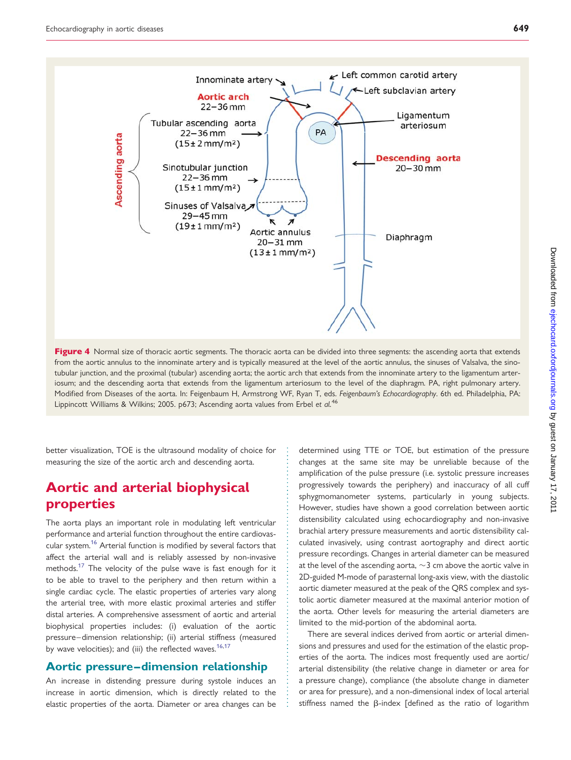**Figure 4** Normal size of thoracic aortic segments. The thoracic aorta can be divided into three segments: the ascending aorta that extends from the aortic annulus to the innominate artery and is typically measured at the level of the aortic annulus, the sinuses of Valsalva, the sinotubular junction, and the proximal (tubular) ascending aorta; the aortic arch that extends from the innominate artery to the ligamentum arteriosum; and the descending aorta that extends from the ligamentum arteriosum to the level of the diaphragm. PA, right pulmonary artery. Modified from Diseases of the aorta. In: Feigenbaum H, Armstrong WF, Ryan T, eds. *Feigenbaum's Echocardiography*. 6th ed. Philadelphia, PA: Lippincott Williams & Wilkins; 2005. p673; Ascending aorta values from Erbel *et al.*[46]

better visualization, TOE is the ultrasound modality of choice for measuring the size of the aortic arch and descending aorta.

## Aortic and arterial biophysical properties

The aorta plays an important role in modulating left ventricular performance and arterial function throughout the entire cardiovascular system.[16] Arterial function is modified by several factors that affect the arterial wall and is reliably assessed by non-invasive methods.[17] The velocity of the pulse wave is fast enough for it to be able to travel to the periphery and then return within a single cardiac cycle. The elastic properties of arteries vary along the arterial tree, with more elastic proximal arteries and stiffer distal arteries. A comprehensive assessment of aortic and arterial biophysical properties includes: (i) evaluation of the aortic pressure–dimension relationship; (ii) arterial stiffness (measured by wave velocities); and (iii) the reflected waves.[16,17]

### Aortic pressure–dimension relationship

An increase in distending pressure during systole induces an increase in aortic dimension, which is directly related to the elastic properties of the aorta. Diameter or area changes can be determined using TTE or TOE, but estimation of the pressure changes at the same site may be unreliable because of the amplification of the pulse pressure (i.e. systolic pressure increases progressively towards the periphery) and inaccuracy of all cuff sphygmomanometer systems, particularly in young subjects. However, studies have shown a good correlation between aortic distensibility calculated using echocardiography and non-invasive brachial artery pressure measurements and aortic distensibility calculated invasively, using contrast aortography and direct aortic pressure recordings. Changes in arterial diameter can be measured at the level of the ascending aorta, ~3 cm above the aortic valve in 2D-guided M-mode of parasternal long-axis view, with the diastolic aortic diameter measured at the peak of the QRS complex and systolic aortic diameter measured at the maximal anterior motion of the aorta. Other levels for measuring the arterial diameters are limited to the mid-portion of the abdominal aorta.

There are several indices derived from aortic or arterial dimensions and pressures and used for the estimation of the elastic properties of the aorta. The indices most frequently used are aortic/arterial distensibility (the relative change in diameter or area for a pressure change), compliance (the absolute change in diameter or area for pressure), and a non-dimensional index of local arterial stiffness named the β-index [defined as the ratio of logarithm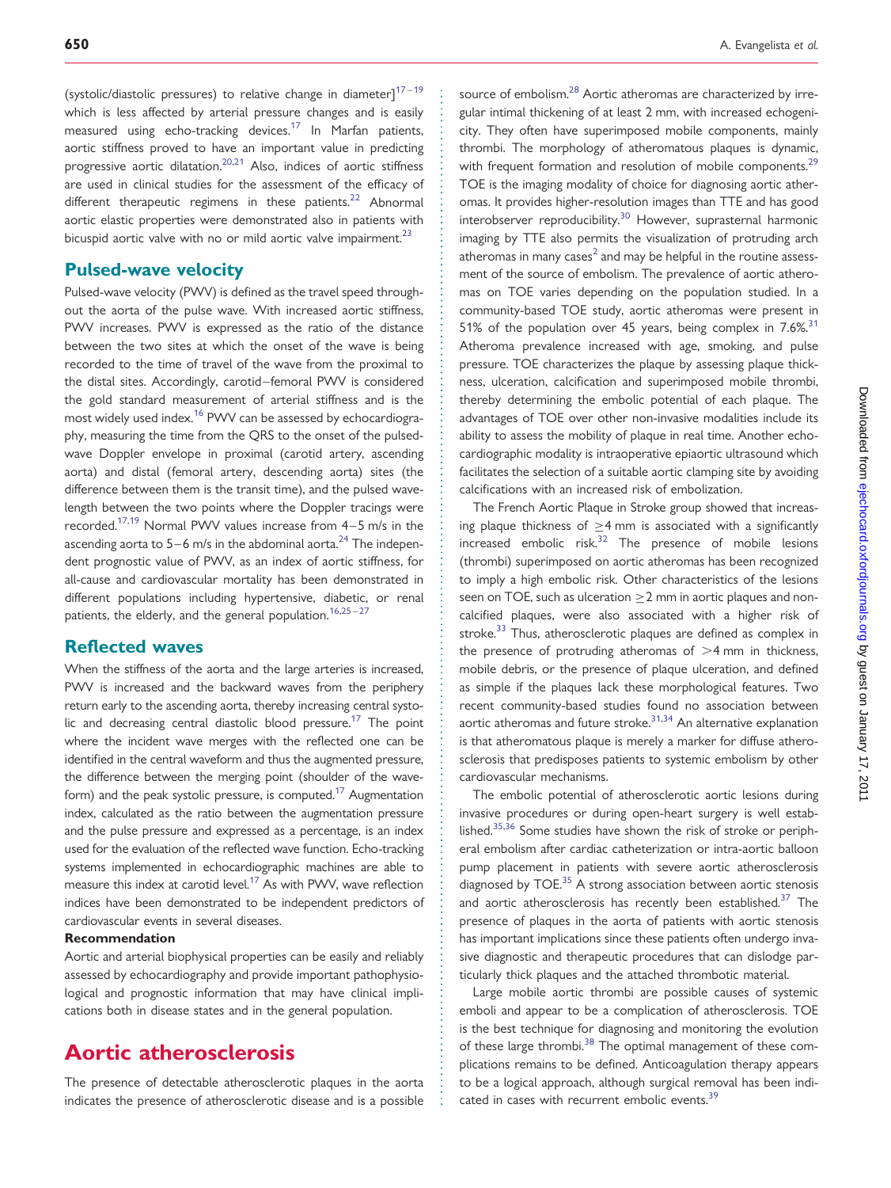(systolic/diastolic pressures) to relative change in diameter][17–19] which is less affected by arterial pressure changes and is easily measured using echo-tracking devices.[17] In Marfan patients, aortic stiffness proved to have an important value in predicting progressive aortic dilatation.[20,21] Also, indices of aortic stiffness are used in clinical studies for the assessment of the efficacy of different therapeutic regimens in these patients.[22] Abnormal aortic elastic properties were demonstrated also in patients with bicuspid aortic valve with no or mild aortic valve impairment.[23]

## Pulsed-wave velocity

Pulsed-wave velocity (PWV) is defined as the travel speed throughout the aorta of the pulse wave. With increased aortic stiffness, PWV increases. PWV is expressed as the ratio of the distance between the two sites at which the onset of the wave is being recorded to the time of travel of the wave from the proximal to the distal sites. Accordingly, carotid–femoral PWV is considered the gold standard measurement of arterial stiffness and is the most widely used index.[16] PWV can be assessed by echocardiography, measuring the time from the QRS to the onset of the pulsed-wave Doppler envelope in proximal (carotid artery, ascending aorta) and distal (femoral artery, descending aorta) sites (the difference between them is the transit time), and the pulsed wavelength between the two points where the Doppler tracings were recorded.[17,19] Normal PWV values increase from 4–5 m/s in the ascending aorta to 5–6 m/s in the abdominal aorta.[24] The independent prognostic value of PWV, as an index of aortic stiffness, for all-cause and cardiovascular mortality has been demonstrated in different populations including hypertensive, diabetic, or renal patients, the elderly, and the general population.[16,25–27]

## Reflected waves

When the stiffness of the aorta and the large arteries is increased, PWV is increased and the backward waves from the periphery return early to the ascending aorta, thereby increasing central systolic and decreasing central diastolic blood pressure.[17] The point where the incident wave merges with the reflected one can be identified in the central waveform and thus the augmented pressure, the difference between the merging point (shoulder of the waveform) and the peak systolic pressure, is computed.[17] Augmentation index, calculated as the ratio between the augmentation pressure and the pulse pressure and expressed as a percentage, is an index used for the evaluation of the reflected wave function. Echo-tracking systems implemented in echocardiographic machines are able to measure this index at carotid level.[17] As with PWV, wave reflection indices have been demonstrated to be independent predictors of cardiovascular events in several diseases.

**Recommendation**

Aortic and arterial biophysical properties can be easily and reliably assessed by echocardiography and provide important pathophysiological and prognostic information that may have clinical implications both in disease states and in the general population.

# Aortic atherosclerosis

The presence of detectable atherosclerotic plaques in the aorta indicates the presence of atherosclerotic disease and is a possible source of embolism.[28] Aortic atheromas are characterized by irregular intimal thickening of at least 2 mm, with increased echogenicity. They often have superimposed mobile components, mainly thrombi. The morphology of atheromatous plaques is dynamic, with frequent formation and resolution of mobile components.[29] TOE is the imaging modality of choice for diagnosing aortic atheromas. It provides higher-resolution images than TTE and has good interobserver reproducibility.[30] However, suprasternal harmonic imaging by TTE also permits the visualization of protruding arch atheromas in many cases[2] and may be helpful in the routine assessment of the source of embolism. The prevalence of aortic atheromas on TOE varies depending on the population studied. In a community-based TOE study, aortic atheromas were present in 51% of the population over 45 years, being complex in 7.6%.[31] Atheroma prevalence increased with age, smoking, and pulse pressure. TOE characterizes the plaque by assessing plaque thickness, ulceration, calcification and superimposed mobile thrombi, thereby determining the embolic potential of each plaque. The advantages of TOE over other non-invasive modalities include its ability to assess the mobility of plaque in real time. Another echocardiographic modality is intraoperative epiaortic ultrasound which facilitates the selection of a suitable aortic clamping site by avoiding calcifications with an increased risk of embolization.

The French Aortic Plaque in Stroke group showed that increasing plaque thickness of ≥4 mm is associated with a significantly increased embolic risk.[32] The presence of mobile lesions (thrombi) superimposed on aortic atheromas has been recognized to imply a high embolic risk. Other characteristics of the lesions seen on TOE, such as ulceration ≥2 mm in aortic plaques and non-calcified plaques, were also associated with a higher risk of stroke.[33] Thus, atherosclerotic plaques are defined as complex in the presence of protruding atheromas of >4 mm in thickness, mobile debris, or the presence of plaque ulceration, and defined as simple if the plaques lack these morphological features. Two recent community-based studies found no association between aortic atheromas and future stroke.[31,34] An alternative explanation is that atheromatous plaque is merely a marker for diffuse atherosclerosis that predisposes patients to systemic embolism by other cardiovascular mechanisms.

The embolic potential of atherosclerotic aortic lesions during invasive procedures or during open-heart surgery is well established.[35,36] Some studies have shown the risk of stroke or peripheral embolism after cardiac catheterization or intra-aortic balloon pump placement in patients with severe aortic atherosclerosis diagnosed by TOE.[35] A strong association between aortic stenosis and aortic atherosclerosis has recently been established.[37] The presence of plaques in the aorta of patients with aortic stenosis has important implications since these patients often undergo invasive diagnostic and therapeutic procedures that can dislodge particularly thick plaques and the attached thrombotic material.

Large mobile aortic thrombi are possible causes of systemic emboli and appear to be a complication of atherosclerosis. TOE is the best technique for diagnosing and monitoring the evolution of these large thrombi.[38] The optimal management of these complications remains to be defined. Anticoagulation therapy appears to be a logical approach, although surgical removal has been indicated in cases with recurrent embolic events.[39]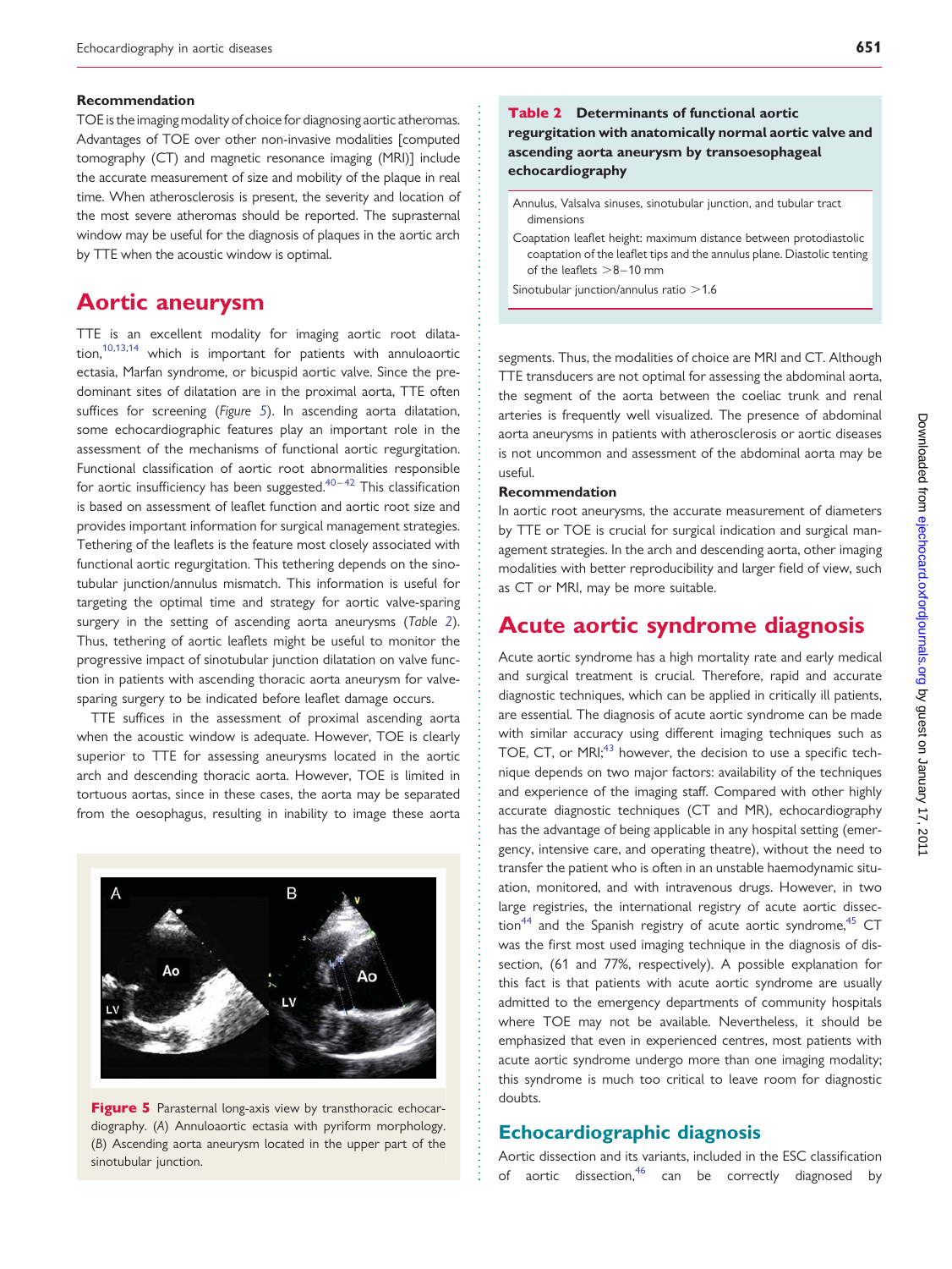**Recommendation**

TOE is the imaging modality of choice for diagnosing aortic atheromas. Advantages of TOE over other non-invasive modalities [computed tomography (CT) and magnetic resonance imaging (MRI)] include the accurate measurement of size and mobility of the plaque in real time. When atherosclerosis is present, the severity and location of the most severe atheromas should be reported. The suprasternal window may be useful for the diagnosis of plaques in the aortic arch by TTE when the acoustic window is optimal.

# Aortic aneurysm

TTE is an excellent modality for imaging aortic root dilatation,[10,13,14] which is important for patients with annuloaortic ectasia, Marfan syndrome, or bicuspid aortic valve. Since the predominant sites of dilatation are in the proximal aorta, TTE often suffices for screening (*Figure 5*). In ascending aorta dilatation, some echocardiographic features play an important role in the assessment of the mechanisms of functional aortic regurgitation. Functional classification of aortic root abnormalities responsible for aortic insufficiency has been suggested.[40–42] This classification is based on assessment of leaflet function and aortic root size and provides important information for surgical management strategies. Tethering of the leaflets is the feature most closely associated with functional aortic regurgitation. This tethering depends on the sinotubular junction/annulus mismatch. This information is useful for targeting the optimal time and strategy for aortic valve-sparing surgery in the setting of ascending aorta aneurysms (*Table 2*). Thus, tethering of aortic leaflets might be useful to monitor the progressive impact of sinotubular junction dilatation on valve function in patients with ascending thoracic aorta aneurysm for valve-sparing surgery to be indicated before leaflet damage occurs.

TTE suffices in the assessment of proximal ascending aorta when the acoustic window is adequate. However, TOE is clearly superior to TTE for assessing aneurysms located in the aortic arch and descending thoracic aorta. However, TOE is limited in tortuous aortas, since in these cases, the aorta may be separated from the oesophagus, resulting in inability to image these aorta segments. Thus, the modalities of choice are MRI and CT. Although TTE transducers are not optimal for assessing the abdominal aorta, the segment of the aorta between the coeliac trunk and renal arteries is frequently well visualized. The presence of abdominal aorta aneurysms in patients with atherosclerosis or aortic diseases is not uncommon and assessment of the abdominal aorta may be useful.

**Figure 5** Parasternal long-axis view by transthoracic echocardiography. (*A*) Annuloaortic ectasia with pyriform morphology. (*B*) Ascending aorta aneurysm located in the upper part of the sinotubular junction.

**Table 2 Determinants of functional aortic regurgitation with anatomically normal aortic valve and ascending aorta aneurysm by transoesophageal echocardiography**

| |
|---|
| Annulus, Valsalva sinuses, sinotubular junction, and tubular tract dimensions |
| Coaptation leaflet height: maximum distance between protodiastolic coaptation of the leaflet tips and the annulus plane. Diastolic tenting of the leaflets >8–10 mm |
| Sinotubular junction/annulus ratio >1.6 |

**Recommendation**

In aortic root aneurysms, the accurate measurement of diameters by TTE or TOE is crucial for surgical indication and surgical management strategies. In the arch and descending aorta, other imaging modalities with better reproducibility and larger field of view, such as CT or MRI, may be more suitable.

# Acute aortic syndrome diagnosis

Acute aortic syndrome has a high mortality rate and early medical and surgical treatment is crucial. Therefore, rapid and accurate diagnostic techniques, which can be applied in critically ill patients, are essential. The diagnosis of acute aortic syndrome can be made with similar accuracy using different imaging techniques such as TOE, CT, or MRI;[43] however, the decision to use a specific technique depends on two major factors: availability of the techniques and experience of the imaging staff. Compared with other highly accurate diagnostic techniques (CT and MR), echocardiography has the advantage of being applicable in any hospital setting (emergency, intensive care, and operating theatre), without the need to transfer the patient who is often in an unstable haemodynamic situation, monitored, and with intravenous drugs. However, in two large registries, the international registry of acute aortic dissection[44] and the Spanish registry of acute aortic syndrome,[45] CT was the first most used imaging technique in the diagnosis of dissection, (61 and 77%, respectively). A possible explanation for this fact is that patients with acute aortic syndrome are usually admitted to the emergency departments of community hospitals where TOE may not be available. Nevertheless, it should be emphasized that even in experienced centres, most patients with acute aortic syndrome undergo more than one imaging modality; this syndrome is much too critical to leave room for diagnostic doubts.

## Echocardiographic diagnosis

Aortic dissection and its variants, included in the ESC classification of aortic dissection,[46] can be correctly diagnosed by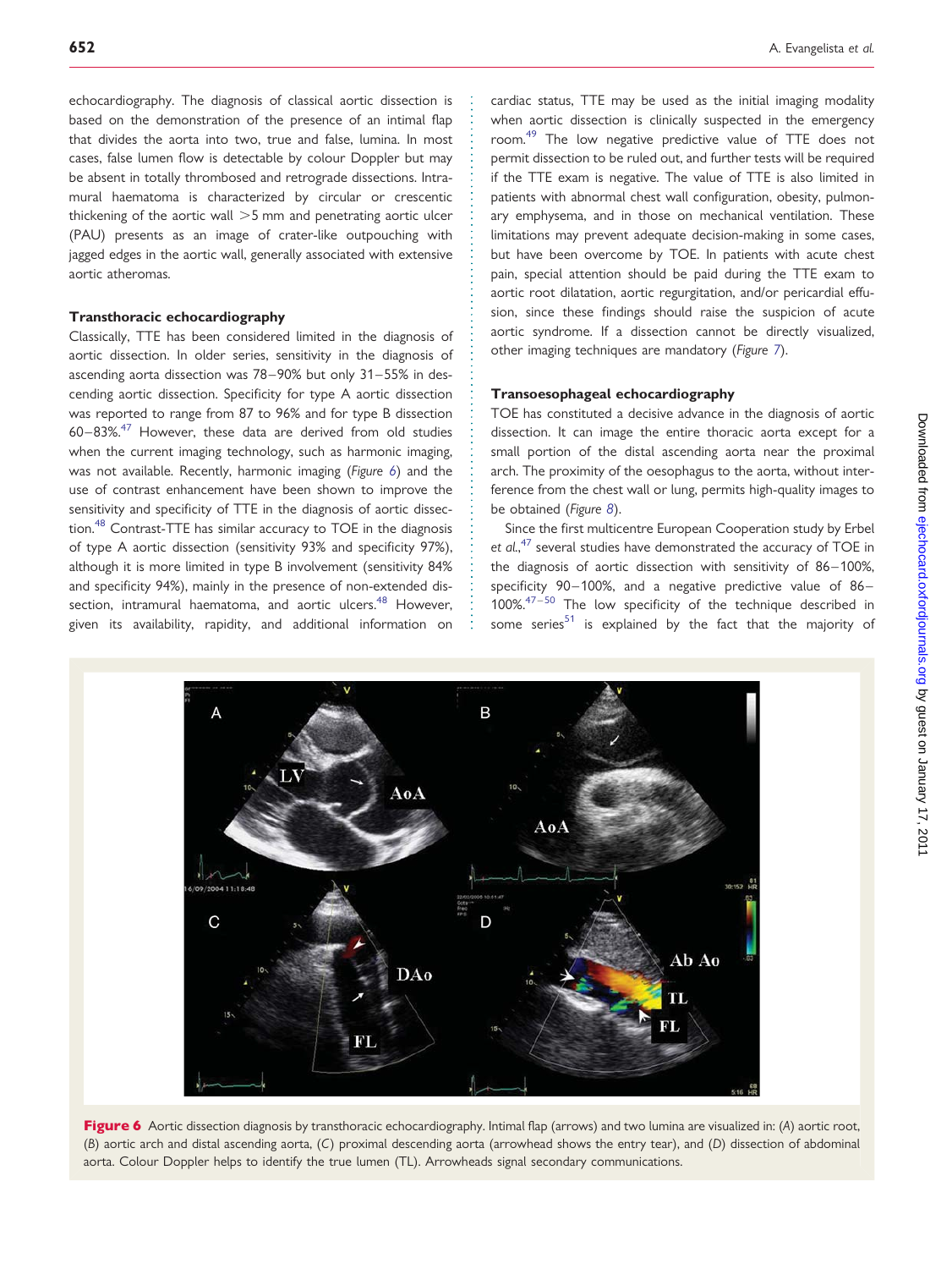echocardiography. The diagnosis of classical aortic dissection is based on the demonstration of the presence of an intimal flap that divides the aorta into two, true and false, lumina. In most cases, false lumen flow is detectable by colour Doppler but may be absent in totally thrombosed and retrograde dissections. Intramural haematoma is characterized by circular or crescentic thickening of the aortic wall >5 mm and penetrating aortic ulcer (PAU) presents as an image of crater-like outpouching with jagged edges in the aortic wall, generally associated with extensive aortic atheromas.

### Transthoracic echocardiography

Classically, TTE has been considered limited in the diagnosis of aortic dissection. In older series, sensitivity in the diagnosis of ascending aorta dissection was 78–90% but only 31–55% in descending aortic dissection. Specificity for type A aortic dissection was reported to range from 87 to 96% and for type B dissection 60–83%.[47] However, these data are derived from old studies when the current imaging technology, such as harmonic imaging, was not available. Recently, harmonic imaging (*Figure 6*) and the use of contrast enhancement have been shown to improve the sensitivity and specificity of TTE in the diagnosis of aortic dissection.[48] Contrast-TTE has similar accuracy to TOE in the diagnosis of type A aortic dissection (sensitivity 93% and specificity 97%), although it is more limited in type B involvement (sensitivity 84% and specificity 94%), mainly in the presence of non-extended dissection, intramural haematoma, and aortic ulcers.[48] However, given its availability, rapidity, and additional information on cardiac status, TTE may be used as the initial imaging modality when aortic dissection is clinically suspected in the emergency room.[49] The low negative predictive value of TTE does not permit dissection to be ruled out, and further tests will be required if the TTE exam is negative. The value of TTE is also limited in patients with abnormal chest wall configuration, obesity, pulmonary emphysema, and in those on mechanical ventilation. These limitations may prevent adequate decision-making in some cases, but have been overcome by TOE. In patients with acute chest pain, special attention should be paid during the TTE exam to aortic root dilatation, aortic regurgitation, and/or pericardial effusion, since these findings should raise the suspicion of acute aortic syndrome. If a dissection cannot be directly visualized, other imaging techniques are mandatory (*Figure 7*).

### Transoesophageal echocardiography

TOE has constituted a decisive advance in the diagnosis of aortic dissection. It can image the entire thoracic aorta except for a small portion of the distal ascending aorta near the proximal arch. The proximity of the oesophagus to the aorta, without interference from the chest wall or lung, permits high-quality images to be obtained (*Figure 8*).

Since the first multicentre European Cooperation study by Erbel *et al.*,[47] several studies have demonstrated the accuracy of TOE in the diagnosis of aortic dissection with sensitivity of 86–100%, specificity 90–100%, and a negative predictive value of 86–100%.[47–50] The low specificity of the technique described in some series[51] is explained by the fact that the majority of

**Figure 6** Aortic dissection diagnosis by transthoracic echocardiography. Intimal flap (arrows) and two lumina are visualized in: (*A*) aortic root, (*B*) aortic arch and distal ascending aorta, (*C*) proximal descending aorta (arrowhead shows the entry tear), and (*D*) dissection of abdominal aorta. Colour Doppler helps to identify the true lumen (TL). Arrowheads signal secondary communications.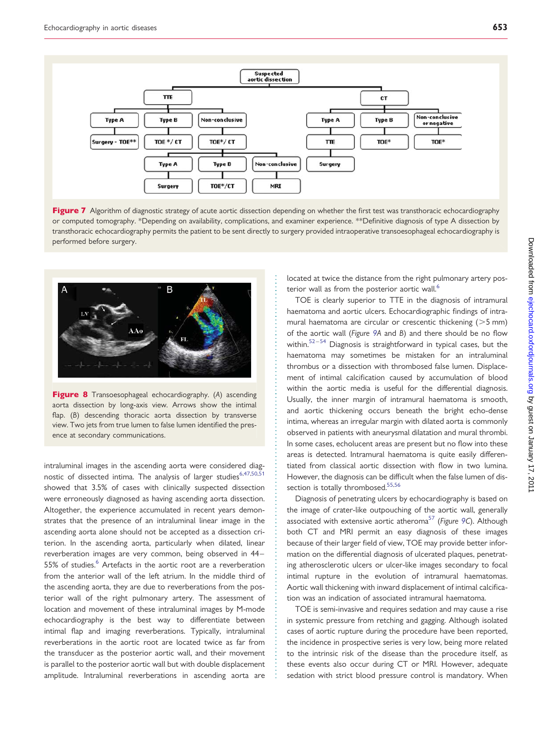**Figure 7** Algorithm of diagnostic strategy of acute aortic dissection depending on whether the first test was transthoracic echocardiography or computed tomography. *Depending on availability, complications, and examiner experience. **Definitive diagnosis of type A dissection by transthoracic echocardiography permits the patient to be sent directly to surgery provided intraoperative transoesophageal echocardiography is performed before surgery.

**Figure 8** Transoesophageal echocardiography. (*A*) ascending aorta dissection by long-axis view. Arrows show the intimal flap. (*B*) descending thoracic aorta dissection by transverse view. Two jets from true lumen to false lumen identified the presence at secondary communications.

intraluminal images in the ascending aorta were considered diagnostic of dissected intima. The analysis of larger studies[6,47,50,51] showed that 3.5% of cases with clinically suspected dissection were erroneously diagnosed as having ascending aorta dissection. Altogether, the experience accumulated in recent years demonstrates that the presence of an intraluminal linear image in the ascending aorta alone should not be accepted as a dissection criterion. In the ascending aorta, particularly when dilated, linear reverberation images are very common, being observed in 44–55% of studies.[6] Artefacts in the aortic root are a reverberation from the anterior wall of the left atrium. In the middle third of the ascending aorta, they are due to reverberations from the posterior wall of the right pulmonary artery. The assessment of location and movement of these intraluminal images by M-mode echocardiography is the best way to differentiate between intimal flap and imaging reverberations. Typically, intraluminal reverberations in the aortic root are located twice as far from the transducer as the posterior aortic wall, and their movement is parallel to the posterior aortic wall but with double displacement amplitude. Intraluminal reverberations in ascending aorta are located at twice the distance from the right pulmonary artery posterior wall as from the posterior aortic wall.[6]

TOE is clearly superior to TTE in the diagnosis of intramural haematoma and aortic ulcers. Echocardiographic findings of intramural haematoma are circular or crescentic thickening (>5 mm) of the aortic wall (*Figure 9A* and *B*) and there should be no flow within.[52–54] Diagnosis is straightforward in typical cases, but the haematoma may sometimes be mistaken for an intraluminal thrombus or a dissection with thrombosed false lumen. Displacement of intimal calcification caused by accumulation of blood within the aortic media is useful for the differential diagnosis. Usually, the inner margin of intramural haematoma is smooth, and aortic thickening occurs beneath the bright echo-dense intima, whereas an irregular margin with dilated aorta is commonly observed in patients with aneurysmal dilatation and mural thrombi. In some cases, echolucent areas are present but no flow into these areas is detected. Intramural haematoma is quite easily differentiated from classical aortic dissection with flow in two lumina. However, the diagnosis can be difficult when the false lumen of dissection is totally thrombosed.[55,56]

Diagnosis of penetrating ulcers by echocardiography is based on the image of crater-like outpouching of the aortic wall, generally associated with extensive aortic atheroma[57] (*Figure 9C*). Although both CT and MRI permit an easy diagnosis of these images because of their larger field of view, TOE may provide better information on the differential diagnosis of ulcerated plaques, penetrating atherosclerotic ulcers or ulcer-like images secondary to focal intimal rupture in the evolution of intramural haematomas. Aortic wall thickening with inward displacement of intimal calcification was an indication of associated intramural haematoma.

TOE is semi-invasive and requires sedation and may cause a rise in systemic pressure from retching and gagging. Although isolated cases of aortic rupture during the procedure have been reported, the incidence in prospective series is very low, being more related to the intrinsic risk of the disease than the procedure itself, as these events also occur during CT or MRI. However, adequate sedation with strict blood pressure control is mandatory. When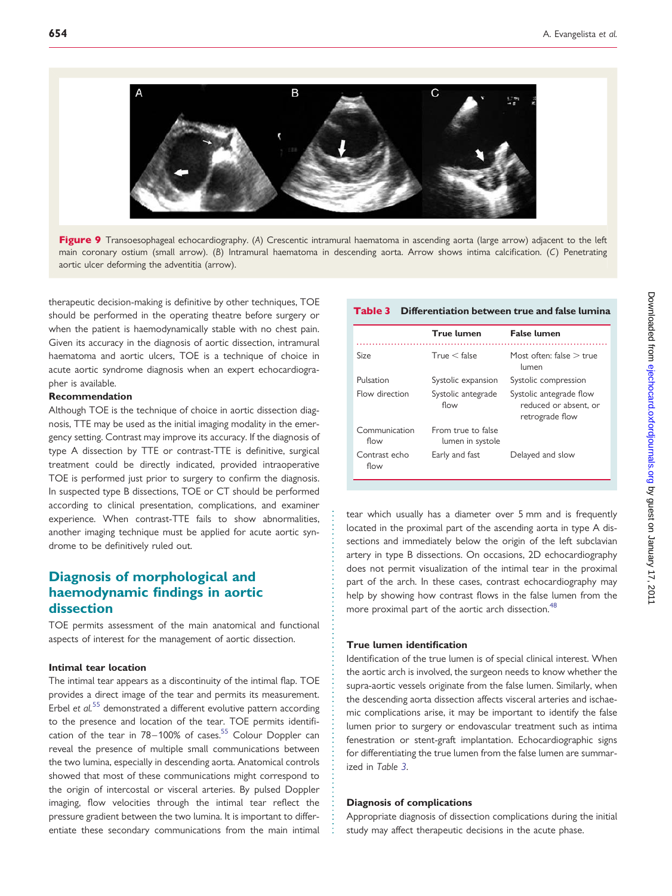Figure 9 Transoesophageal echocardiography. (A) Crescentic intramural haematoma in ascending aorta (large arrow) adjacent to the left main coronary ostium (small arrow). (B) Intramural haematoma in descending aorta. Arrow shows intima calcification. (C) Penetrating aortic ulcer deforming the adventitia (arrow).

therapeutic decision-making is definitive by other techniques, TOE should be performed in the operating theatre before surgery or when the patient is haemodynamically stable with no chest pain. Given its accuracy in the diagnosis of aortic dissection, intramural haematoma and aortic ulcers, TOE is a technique of choice in acute aortic syndrome diagnosis when an expert echocardiographer is available.

**Recommendation**

Although TOE is the technique of choice in aortic dissection diagnosis, TTE may be used as the initial imaging modality in the emergency setting. Contrast may improve its accuracy. If the diagnosis of type A dissection by TTE or contrast-TTE is definitive, surgical treatment could be directly indicated, provided intraoperative TOE is performed just prior to surgery to confirm the diagnosis. In suspected type B dissections, TOE or CT should be performed according to clinical presentation, complications, and examiner experience. When contrast-TTE fails to show abnormalities, another imaging technique must be applied for acute aortic syndrome to be definitively ruled out.

## Diagnosis of morphological and haemodynamic findings in aortic dissection

TOE permits assessment of the main anatomical and functional aspects of interest for the management of aortic dissection.

### Intimal tear location

The intimal tear appears as a discontinuity of the intimal flap. TOE provides a direct image of the tear and permits its measurement. Erbel *et al.*[55] demonstrated a different evolutive pattern according to the presence and location of the tear. TOE permits identification of the tear in 78–100% of cases.[55] Colour Doppler can reveal the presence of multiple small communications between the two lumina, especially in descending aorta. Anatomical controls showed that most of these communications might correspond to the origin of intercostal or visceral arteries. By pulsed Doppler imaging, flow velocities through the intimal tear reflect the pressure gradient between the two lumina. It is important to differentiate these secondary communications from the main intimal tear which usually has a diameter over 5 mm and is frequently located in the proximal part of the ascending aorta in type A dissections and immediately below the origin of the left subclavian artery in type B dissections. On occasions, 2D echocardiography does not permit visualization of the intimal tear in the proximal part of the arch. In these cases, contrast echocardiography may help by showing how contrast flows in the false lumen from the more proximal part of the aortic arch dissection.[48]

**Table 3** Differentiation between true and false lumina

| | True lumen | False lumen |
|---|---|---|
| Size | True < false | Most often: false > true lumen |
| Pulsation | Systolic expansion | Systolic compression |
| Flow direction | Systolic antegrade flow | Systolic antegrade flow reduced or absent, or retrograde flow |
| Communication flow | From true to false lumen in systole | |
| Contrast echo flow | Early and fast | Delayed and slow |

### True lumen identification

Identification of the true lumen is of special clinical interest. When the aortic arch is involved, the surgeon needs to know whether the supra-aortic vessels originate from the false lumen. Similarly, when the descending aorta dissection affects visceral arteries and ischaemic complications arise, it may be important to identify the false lumen prior to surgery or endovascular treatment such as intima fenestration or stent-graft implantation. Echocardiographic signs for differentiating the true lumen from the false lumen are summarized in *Table 3*.

### Diagnosis of complications

Appropriate diagnosis of dissection complications during the initial study may affect therapeutic decisions in the acute phase.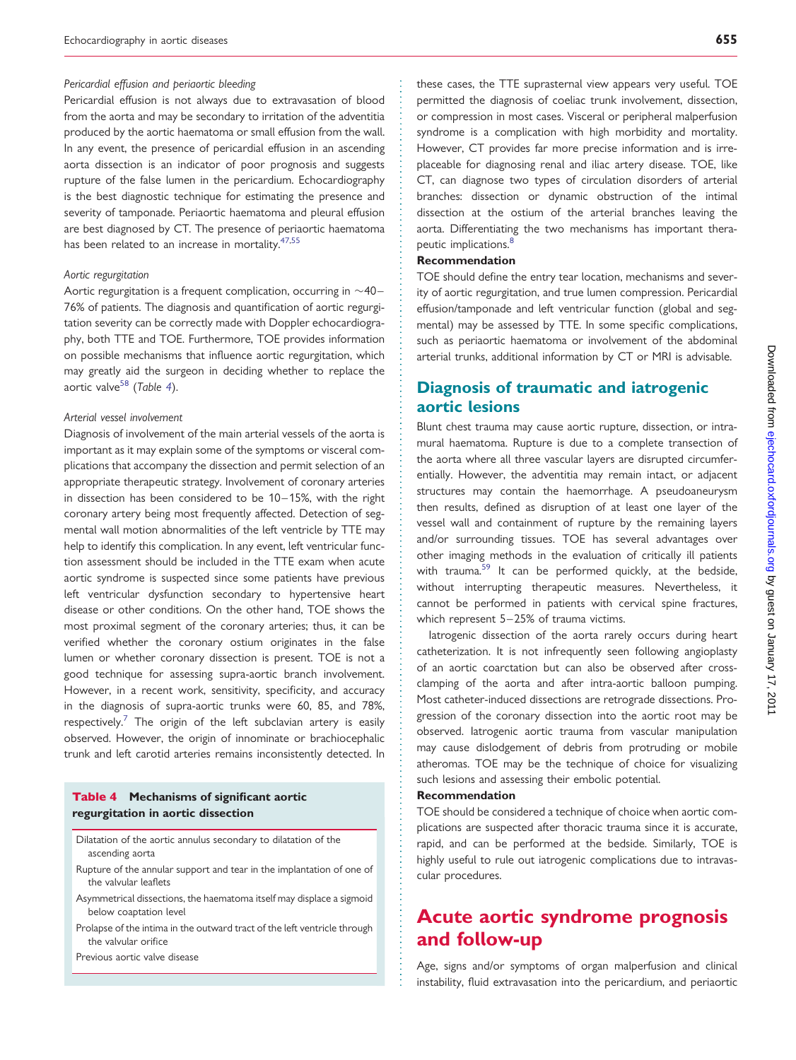#### Pericardial effusion and periaortic bleeding

Pericardial effusion is not always due to extravasation of blood from the aorta and may be secondary to irritation of the adventitia produced by the aortic haematoma or small effusion from the wall. In any event, the presence of pericardial effusion in an ascending aorta dissection is an indicator of poor prognosis and suggests rupture of the false lumen in the pericardium. Echocardiography is the best diagnostic technique for estimating the presence and severity of tamponade. Periaortic haematoma and pleural effusion are best diagnosed by CT. The presence of periaortic haematoma has been related to an increase in mortality.[47,55]

#### Aortic regurgitation

Aortic regurgitation is a frequent complication, occurring in ∼40–76% of patients. The diagnosis and quantification of aortic regurgitation severity can be correctly made with Doppler echocardiography, both TTE and TOE. Furthermore, TOE provides information on possible mechanisms that influence aortic regurgitation, which may greatly aid the surgeon in deciding whether to replace the aortic valve[58] (*Table 4*).

**Table 4 Mechanisms of significant aortic regurgitation in aortic dissection**

| |
|---|
| Dilatation of the aortic annulus secondary to dilatation of the ascending aorta |
| Rupture of the annular support and tear in the implantation of one of the valvular leaflets |
| Asymmetrical dissections, the haematoma itself may displace a sigmoid below coaptation level |
| Prolapse of the intima in the outward tract of the left ventricle through the valvular orifice |
| Previous aortic valve disease |

#### Arterial vessel involvement

Diagnosis of involvement of the main arterial vessels of the aorta is important as it may explain some of the symptoms or visceral complications that accompany the dissection and permit selection of an appropriate therapeutic strategy. Involvement of coronary arteries in dissection has been considered to be 10–15%, with the right coronary artery being most frequently affected. Detection of segmental wall motion abnormalities of the left ventricle by TTE may help to identify this complication. In any event, left ventricular function assessment should be included in the TTE exam when acute aortic syndrome is suspected since some patients have previous left ventricular dysfunction secondary to hypertensive heart disease or other conditions. On the other hand, TOE shows the most proximal segment of the coronary arteries; thus, it can be verified whether the coronary ostium originates in the false lumen or whether coronary dissection is present. TOE is not a good technique for assessing supra-aortic branch involvement. However, in a recent work, sensitivity, specificity, and accuracy in the diagnosis of supra-aortic trunks were 60, 85, and 78%, respectively.[7] The origin of the left subclavian artery is easily observed. However, the origin of innominate or brachiocephalic trunk and left carotid arteries remains inconsistently detected. In these cases, the TTE suprasternal view appears very useful. TOE permitted the diagnosis of coeliac trunk involvement, dissection, or compression in most cases. Visceral or peripheral malperfusion syndrome is a complication with high morbidity and mortality. However, CT provides far more precise information and is irreplaceable for diagnosing renal and iliac artery disease. TOE, like CT, can diagnose two types of circulation disorders of arterial branches: dissection or dynamic obstruction of the intimal dissection at the ostium of the arterial branches leaving the aorta. Differentiating the two mechanisms has important therapeutic implications.[8]

**Recommendation**

TOE should define the entry tear location, mechanisms and severity of aortic regurgitation, and true lumen compression. Pericardial effusion/tamponade and left ventricular function (global and segmental) may be assessed by TTE. In some specific complications, such as periaortic haematoma or involvement of the abdominal arterial trunks, additional information by CT or MRI is advisable.

## Diagnosis of traumatic and iatrogenic aortic lesions

Blunt chest trauma may cause aortic rupture, dissection, or intramural haematoma. Rupture is due to a complete transection of the aorta where all three vascular layers are disrupted circumferentially. However, the adventitia may remain intact, or adjacent structures may contain the haemorrhage. A pseudoaneurysm then results, defined as disruption of at least one layer of the vessel wall and containment of rupture by the remaining layers and/or surrounding tissues. TOE has several advantages over other imaging methods in the evaluation of critically ill patients with trauma.[59] It can be performed quickly, at the bedside, without interrupting therapeutic measures. Nevertheless, it cannot be performed in patients with cervical spine fractures, which represent 5–25% of trauma victims.

Iatrogenic dissection of the aorta rarely occurs during heart catheterization. It is not infrequently seen following angioplasty of an aortic coarctation but can also be observed after cross-clamping of the aorta and after intra-aortic balloon pumping. Most catheter-induced dissections are retrograde dissections. Progression of the coronary dissection into the aortic root may be observed. Iatrogenic aortic trauma from vascular manipulation may cause dislodgement of debris from protruding or mobile atheromas. TOE may be the technique of choice for visualizing such lesions and assessing their embolic potential.

**Recommendation**

TOE should be considered a technique of choice when aortic complications are suspected after thoracic trauma since it is accurate, rapid, and can be performed at the bedside. Similarly, TOE is highly useful to rule out iatrogenic complications due to intravascular procedures.

# Acute aortic syndrome prognosis and follow-up

Age, signs and/or symptoms of organ malperfusion and clinical instability, fluid extravasation into the pericardium, and periaortic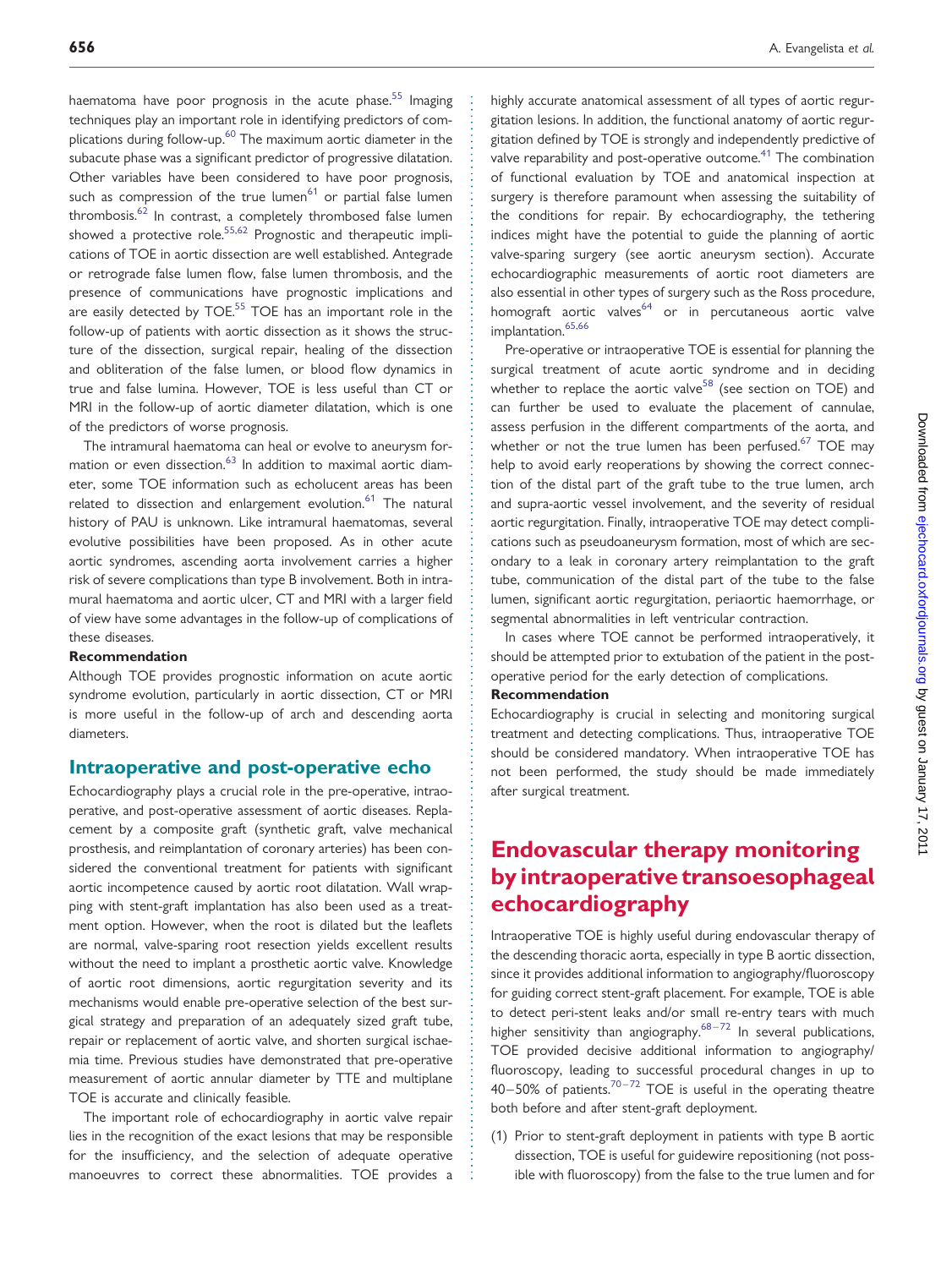haematoma have poor prognosis in the acute phase.[55] Imaging techniques play an important role in identifying predictors of complications during follow-up.[60] The maximum aortic diameter in the subacute phase was a significant predictor of progressive dilatation. Other variables have been considered to have poor prognosis, such as compression of the true lumen[61] or partial false lumen thrombosis.[62] In contrast, a completely thrombosed false lumen showed a protective role.[55,62] Prognostic and therapeutic implications of TOE in aortic dissection are well established. Antegrade or retrograde false lumen flow, false lumen thrombosis, and the presence of communications have prognostic implications and are easily detected by TOE.[55] TOE has an important role in the follow-up of patients with aortic dissection as it shows the structure of the dissection, surgical repair, healing of the dissection and obliteration of the false lumen, or blood flow dynamics in true and false lumina. However, TOE is less useful than CT or MRI in the follow-up of aortic diameter dilatation, which is one of the predictors of worse prognosis.

The intramural haematoma can heal or evolve to aneurysm formation or even dissection.[63] In addition to maximal aortic diameter, some TOE information such as echolucent areas has been related to dissection and enlargement evolution.[61] The natural history of PAU is unknown. Like intramural haematomas, several evolutive possibilities have been proposed. As in other acute aortic syndromes, ascending aorta involvement carries a higher risk of severe complications than type B involvement. Both in intramural haematoma and aortic ulcer, CT and MRI with a larger field of view have some advantages in the follow-up of complications of these diseases.

**Recommendation**

Although TOE provides prognostic information on acute aortic syndrome evolution, particularly in aortic dissection, CT or MRI is more useful in the follow-up of arch and descending aorta diameters.

## Intraoperative and post-operative echo

Echocardiography plays a crucial role in the pre-operative, intraoperative, and post-operative assessment of aortic diseases. Replacement by a composite graft (synthetic graft, valve mechanical prosthesis, and reimplantation of coronary arteries) has been considered the conventional treatment for patients with significant aortic incompetence caused by aortic root dilatation. Wall wrapping with stent-graft implantation has also been used as a treatment option. However, when the root is dilated but the leaflets are normal, valve-sparing root resection yields excellent results without the need to implant a prosthetic aortic valve. Knowledge of aortic root dimensions, aortic regurgitation severity and its mechanisms would enable pre-operative selection of the best surgical strategy and preparation of an adequately sized graft tube, repair or replacement of aortic valve, and shorten surgical ischaemia time. Previous studies have demonstrated that pre-operative measurement of aortic annular diameter by TTE and multiplane TOE is accurate and clinically feasible.

The important role of echocardiography in aortic valve repair lies in the recognition of the exact lesions that may be responsible for the insufficiency, and the selection of adequate operative manoeuvres to correct these abnormalities. TOE provides a highly accurate anatomical assessment of all types of aortic regurgitation lesions. In addition, the functional anatomy of aortic regurgitation defined by TOE is strongly and independently predictive of valve reparability and post-operative outcome.[41] The combination of functional evaluation by TOE and anatomical inspection at surgery is therefore paramount when assessing the suitability of the conditions for repair. By echocardiography, the tethering indices might have the potential to guide the planning of aortic valve-sparing surgery (see aortic aneurysm section). Accurate echocardiographic measurements of aortic root diameters are also essential in other types of surgery such as the Ross procedure, homograft aortic valves[64] or in percutaneous aortic valve implantation.[65,66]

Pre-operative or intraoperative TOE is essential for planning the surgical treatment of acute aortic syndrome and in deciding whether to replace the aortic valve[58] (see section on TOE) and can further be used to evaluate the placement of cannulae, assess perfusion in the different compartments of the aorta, and whether or not the true lumen has been perfused.[67] TOE may help to avoid early reoperations by showing the correct connection of the distal part of the graft tube to the true lumen, arch and supra-aortic vessel involvement, and the severity of residual aortic regurgitation. Finally, intraoperative TOE may detect complications such as pseudoaneurysm formation, most of which are secondary to a leak in coronary artery reimplantation to the graft tube, communication of the distal part of the tube to the false lumen, significant aortic regurgitation, periaortic haemorrhage, or segmental abnormalities in left ventricular contraction.

In cases where TOE cannot be performed intraoperatively, it should be attempted prior to extubation of the patient in the post-operative period for the early detection of complications.

**Recommendation**

Echocardiography is crucial in selecting and monitoring surgical treatment and detecting complications. Thus, intraoperative TOE should be considered mandatory. When intraoperative TOE has not been performed, the study should be made immediately after surgical treatment.

# Endovascular therapy monitoring by intraoperative transoesophageal echocardiography

Intraoperative TOE is highly useful during endovascular therapy of the descending thoracic aorta, especially in type B aortic dissection, since it provides additional information to angiography/fluoroscopy for guiding correct stent-graft placement. For example, TOE is able to detect peri-stent leaks and/or small re-entry tears with much higher sensitivity than angiography.[68–72] In several publications, TOE provided decisive additional information to angiography/fluoroscopy, leading to successful procedural changes in up to 40–50% of patients.[70–72] TOE is useful in the operating theatre both before and after stent-graft deployment.

(1) Prior to stent-graft deployment in patients with type B aortic dissection, TOE is useful for guidewire repositioning (not possible with fluoroscopy) from the false to the true lumen and for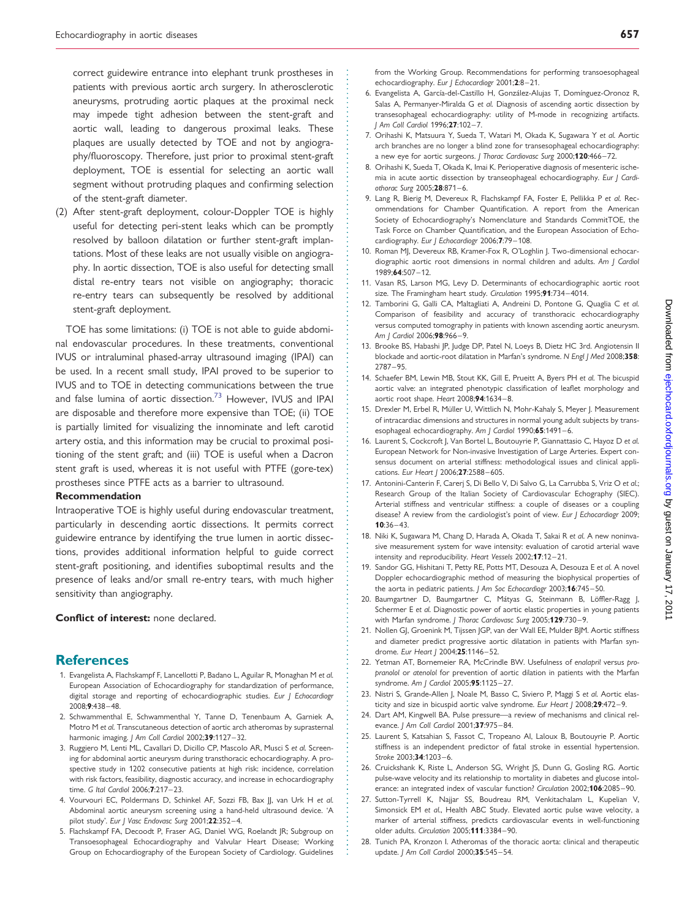correct guidewire entrance into elephant trunk prostheses in patients with previous aortic arch surgery. In atherosclerotic aneurysms, protruding aortic plaques at the proximal neck may impede tight adhesion between the stent-graft and aortic wall, leading to dangerous proximal leaks. These plaques are usually detected by TOE and not by angiography/fluoroscopy. Therefore, just prior to proximal stent-graft deployment, TOE is essential for selecting an aortic wall segment without protruding plaques and confirming selection of the stent-graft diameter.

(2) After stent-graft deployment, colour-Doppler TOE is highly useful for detecting peri-stent leaks which can be promptly resolved by balloon dilatation or further stent-graft implantations. Most of these leaks are not usually visible on angiography. In aortic dissection, TOE is also useful for detecting small distal re-entry tears not visible on angiography; thoracic re-entry tears can subsequently be resolved by additional stent-graft deployment.

TOE has some limitations: (i) TOE is not able to guide abdominal endovascular procedures. In these treatments, conventional IVUS or intraluminal phased-array ultrasound imaging (IPAI) can be used. In a recent small study, IPAI proved to be superior to IVUS and to TOE in detecting communications between the true and false lumina of aortic dissection.[73] However, IVUS and IPAI are disposable and therefore more expensive than TOE; (ii) TOE is partially limited for visualizing the innominate and left carotid artery ostia, and this information may be crucial to proximal positioning of the stent graft; and (iii) TOE is useful when a Dacron stent graft is used, whereas it is not useful with PTFE (gore-tex) prostheses since PTFE acts as a barrier to ultrasound.

**Recommendation**

Intraoperative TOE is highly useful during endovascular treatment, particularly in descending aortic dissections. It permits correct guidewire entrance by identifying the true lumen in aortic dissections, provides additional information helpful to guide correct stent-graft positioning, and identifies suboptimal results and the presence of leaks and/or small re-entry tears, with much higher sensitivity than angiography.

**Conflict of interest:** none declared.

## References

1. Evangelista A, Flachskampf F, Lancellotti P, Badano L, Aguilar R, Monaghan M *et al.* European Association of Echocardiography for standardization of performance, digital storage and reporting of echocardiographic studies. *Eur J Echocardiogr* 2008;**9**:438–48.
2. Schwammenthal E, Schwammenthal Y, Tanne D, Tenenbaum A, Garniek A, Motro M *et al.* Transcutaneous detection of aortic arch atheromas by suprasternal harmonic imaging. *J Am Coll Cardiol* 2002;**39**:1127–32.
3. Ruggiero M, Lenti ML, Cavallari D, Dicillo CP, Mascolo AR, Musci S *et al.* Screening for abdominal aortic aneurysm during transthoracic echocardiography. A prospective study in 1202 consecutive patients at high risk: incidence, correlation with risk factors, feasibility, diagnostic accuracy, and increase in echocardiography time. *G Ital Cardiol* 2006;**7**:217–23.
4. Vourvouri EC, Poldermans D, Schinkel AF, Sozzi FB, Bax JJ, van Urk H *et al.* Abdominal aortic aneurysm screening using a hand-held ultrasound device. 'A pilot study'. *Eur J Vasc Endovasc Surg* 2001;**22**:352–4.
5. Flachskampf FA, Decoodt P, Fraser AG, Daniel WG, Roelandt JR; Subgroup on Transoesophageal Echocardiography and Valvular Heart Disease; Working Group on Echocardiography of the European Society of Cardiology. Guidelines from the Working Group. Recommendations for performing transoesophageal echocardiography. *Eur J Echocardiogr* 2001;**2**:8–21.
6. Evangelista A, García-del-Castillo H, González-Alujas T, Domínguez-Oronoz R, Salas A, Permanyer-Miralda G *et al.* Diagnosis of ascending aortic dissection by transesophageal echocardiography: utility of M-mode in recognizing artifacts. *J Am Coll Cardiol* 1996;**27**:102–7.
7. Orihashi K, Matsuura Y, Sueda T, Watari M, Okada K, Sugawara Y *et al.* Aortic arch branches are no longer a blind zone for transesophageal echocardiography: a new eye for aortic surgeons. *J Thorac Cardiovasc Surg* 2000;**120**:466–72.
8. Orihashi K, Sueda T, Okada K, Imai K. Perioperative diagnosis of mesenteric ischemia in acute aortic dissection by transeophageal echocardiography. *Eur J Cardiothorac Surg* 2005;**28**:871–6.
9. Lang R, Bierig M, Devereux R, Flachskampf FA, Foster E, Pellikka P *et al.* Recommendations for Chamber Quantification. A report from the American Society of Echocardiography's Nomenclature and Standards CommitTOE, the Task Force on Chamber Quantification, and the European Association of Echocardiography. *Eur J Echocardiogr* 2006;**7**:79–108.
10. Roman MJ, Devereux RB, Kramer-Fox R, O'Loghlin J. Two-dimensional echocardiographic aortic root dimensions in normal children and adults. *Am J Cardiol* 1989;**64**:507–12.
11. Vasan RS, Larson MG, Levy D. Determinants of echocardiographic aortic root size. The Framingham heart study. *Circulation* 1995;**91**:734–4014.
12. Tamborini G, Galli CA, Maltagliati A, Andreini D, Pontone G, Quaglia C *et al.* Comparison of feasibility and accuracy of transthoracic echocardiography versus computed tomography in patients with known ascending aortic aneurysm. *Am J Cardiol* 2006;**98**:966–9.
13. Brooke BS, Habashi JP, Judge DP, Patel N, Loeys B, Dietz HC 3rd. Angiotensin II blockade and aortic-root dilatation in Marfan's syndrome. *N Engl J Med* 2008;**358**: 2787–95.
14. Schaefer BM, Lewin MB, Stout KK, Gill E, Prueitt A, Byers PH *et al.* The bicuspid aortic valve: an integrated phenotypic classification of leaflet morphology and aortic root shape. *Heart* 2008;**94**:1634–8.
15. Drexler M, Erbel R, Müller U, Wittlich N, Mohr-Kahaly S, Meyer J. Measurement of intracardiac dimensions and structures in normal young adult subjects by transesophageal echocardiography. *Am J Cardiol* 1990;**65**:1491–6.
16. Laurent S, Cockcroft J, Van Bortel L, Boutouyrie P, Giannattasio C, Hayoz D *et al.* European Network for Non-invasive Investigation of Large Arteries. Expert consensus document on arterial stiffness: methodological issues and clinical applications. *Eur Heart J* 2006;**27**:2588–605.
17. Antonini-Canterin F, Carerj S, Di Bello V, Di Salvo G, La Carrubba S, Vriz O *et al.*; Research Group of the Italian Society of Cardiovascular Echography (SIEC). Arterial stiffness and ventricular stiffness: a couple of diseases or a coupling disease? A review from the cardiologist's point of view. *Eur J Echocardiogr* 2009; **10**:36–43.
18. Niki K, Sugawara M, Chang D, Harada A, Okada T, Sakai R *et al.* A new noninvasive measurement system for wave intensity: evaluation of carotid arterial wave intensity and reproducibility. *Heart Vessels* 2002;**17**:12–21.
19. Sandor GG, Hishitani T, Petty RE, Potts MT, Desouza A, Desouza E *et al.* A novel Doppler echocardiographic method of measuring the biophysical properties of the aorta in pediatric patients. *J Am Soc Echocardiogr* 2003;**16**:745–50.
20. Baumgartner D, Baumgartner C, Mátyas G, Steinmann B, Löffler-Ragg J, Schermer E *et al.* Diagnostic power of aortic elastic properties in young patients with Marfan syndrome. *J Thorac Cardiovasc Surg* 2005;**129**:730–9.
21. Nollen GJ, Groenink M, Tijssen JGP, van der Wall EE, Mulder BJM. Aortic stiffness and diameter predict progressive aortic dilatation in patients with Marfan syndrome. *Eur Heart J* 2004;**25**:1146–52.
22. Yetman AT, Bornemeier RA, McCrindle BW. Usefulness of *enalapril* versus *propranolol* or *atenolol* for prevention of aortic dilation in patients with the Marfan syndrome. *Am J Cardiol* 2005;**95**:1125–27.
23. Nistri S, Grande-Allen J, Noale M, Basso C, Siviero P, Maggi S *et al.* Aortic elasticity and size in bicuspid aortic valve syndrome. *Eur Heart J* 2008;**29**:472–9.
24. Dart AM, Kingwell BA. Pulse pressure—a review of mechanisms and clinical relevance. *J Am Coll Cardiol* 2001;**37**:975–84.
25. Laurent S, Katsahian S, Fassot C, Tropeano AI, Laloux B, Boutouyrie P. Aortic stiffness is an independent predictor of fatal stroke in essential hypertension. *Stroke* 2003;**34**:1203–6.
26. Cruickshank K, Riste L, Anderson SG, Wright JS, Dunn G, Gosling RG. Aortic pulse-wave velocity and its relationship to mortality in diabetes and glucose intolerance: an integrated index of vascular function? *Circulation* 2002;**106**:2085–90.
27. Sutton-Tyrrell K, Najjar SS, Boudreau RM, Venkitachalam L, Kupelian V, Simonsick EM *et al.*, Health ABC Study. Elevated aortic pulse wave velocity, a marker of arterial stiffness, predicts cardiovascular events in well-functioning older adults. *Circulation* 2005;**111**:3384–90.
28. Tunich PA, Kronzon I. Atheromas of the thoracic aorta: clinical and therapeutic update. *J Am Coll Cardiol* 2000;**35**:545–54.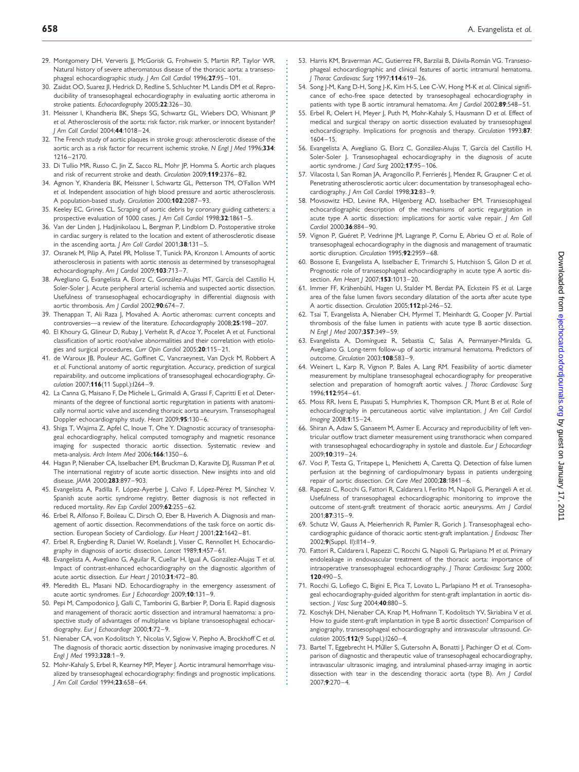29. Montgomery DH, Ververis JJ, McGorisk G, Frohwein S, Martin RP, Taylor WR. Natural history of severe atheromatous disease of the thoracic aorta: a transesophageal echocardiographic study. *J Am Coll Cardiol* 1996;**27**:95–101.
30. Zaidat OO, Suarez JI, Hedrick D, Redline S, Schluchter M, Landis DM *et al.* Reproducibility of transesophageal echocardiography in evaluating aortic atheroma in stroke patients. *Echocardiography* 2005;**22**:326–30.
31. Meissner I, Khandheria BK, Sheps SG, Schwartz GL, Wiebers DO, Whisnant JP *et al.* Atherosclerosis of the aorta: risk factor, risk marker, or innocent bystander? *J Am Coll Cardiol* 2004;**44**:1018–24.
32. The French study of aortic plaques in stroke group: atherosclerotic disease of the aortic arch as a risk factor for recurrent ischemic stroke. *N Engl J Med* 1996;**334**: 1216–2170.
33. Di Tullio MR, Russo C, Jin Z, Sacco RL, Mohr JP, Homma S. Aortic arch plaques and risk of recurrent stroke and death. *Circulation* 2009;**119**:2376–82.
34. Agmon Y, Khanderia BK, Meissner I, Schwartz GL, Petterson TM, O'Fallon WM *et al.* Independent association of high blood pressure and aortic atherosclerosis. A population-based study. *Circulation* 2000;**102**:2087–93.
35. Keeley EC, Grines CL. Scraping of aortic debris by coronary guiding catheters: a prospective evaluation of 1000 cases. *J Am Coll Cardiol* 1998;**32**:1861–5.
36. Van der Linden J, Hadjinikolaou L, Bergman P, Lindblom D. Postoperative stroke in cardiac surgery is related to the location and extent of atherosclerotic disease in the ascending aorta. *J Am Coll Cardiol* 2001;**38**:131–5.
37. Osranek M, Pilip A, Patel PR, Molisse T, Tunick PA, Kronzon I. Amounts of aortic atherosclerosis in patients with aortic stenosis as determined by transesophageal echocardiography. *Am J Cardiol* 2009;**103**:713–7.
38. Avegliano G, Evangelista A, Elorz C, González-Alujas MT, García del Castillo H, Soler-Soler J. Acute peripheral arterial ischemia and suspected aortic dissection. Usefulness of transesophageal echocardiography in differential diagnosis with aortic thrombosis. *Am J Cardiol* 2002;**90**:674–7.
39. Thenappan T, Ali Raza J, Movahed A. Aortic atheromas: current concepts and controversies—a review of the literature. *Echocardiography* 2008;**25**:198–207.
40. El Khoury G, Glineur D, Rubay J, Verhelst R, d'Acoz Y, Pocelet A *et al.* Functional classification of aortic root/valve abnormalities and their correlation with etiologies and surgical procedures. *Curr Opin Cardiol* 2005;**20**:115–21.
41. de Waroux JB, Pouleur AC, Goffinet C, Vancraeynest, Van Dyck M, Robbert A *et al.* Functional anatomy of aortic regurgitation. Accuracy, prediction of surgical repairability, and outcome implications of transesophageal echocardiography. *Circulation* 2007;**116**(11 Suppl.):I264–9.
42. La Canna G, Maisano F, De Michele L, Grimaldi A, Grassi F, Capritti E *et al.* Determinants of the degree of functional aortic regurgitation in patients with anatomically normal aortic valve and ascending thoracic aorta aneurysm. Transesophageal Doppler echocardiography study. *Heart* 2009;**95**:130–6.
43. Shiga T, Wajima Z, Apfel C, Inoue T, Ohe Y. Diagnostic accuracy of transesophageal echocardiography, helical computed tomography and magnetic resonance imaging for suspected thoracic aortic dissection. Systematic review and meta-analysis. *Arch Intern Med* 2006;**166**:1350–6.
44. Hagan P, Nienaber CA, Isselbacher EM, Bruckman D, Karavite DJ, Russman P *et al.* The international registry of acute aortic dissection. New insights into and old disease. *JAMA* 2000;**283**:897–903.
45. Evangelista A, Padilla F, López-Ayerbe J, Calvo F, López-Pérez M, Sánchez V. Spanish acute aortic syndrome registry. Better diagnosis is not reflected in reduced mortality. *Rev Esp Cardiol* 2009;**62**:255–62.
46. Erbel R, Alfonso F, Boileau C, Dirsch O, Eber B, Haverich A. Diagnosis and management of aortic dissection. Recommendations of the task force on aortic dissection. European Society of Cardiology. *Eur Heart J* 2001;**22**:1642–81.
47. Erbel R, Engberding R, Daniel W, Roelandt J, Visser C, Rennollet H. Echocardiography in diagnosis of aortic dissection. *Lancet* 1989;**1**:457–61.
48. Evangelista A, Avegliano G, Aguilar R, Cuellar H, Igual A, González-Alujas T *et al.* Impact of contrast-enhanced echocardiography on the diagnostic algorithm of acute aortic dissection. *Eur Heart J* 2010;**31**:472–80.
49. Meredith EL, Masani ND. Echocardiography in the emergency assessment of acute aortic syndromes. *Eur J Echocardiogr* 2009;**10**:131–9.
50. Pepi M, Campodonico J, Galli C, Tamborini G, Barbier P, Doria E. Rapid diagnosis and management of thoracic aortic dissection and intramural haematoma: a prospective study of advantages of multiplane vs biplane transoesophageal echocardiography. *Eur J Echocardiogr* 2000;**1**:72–9.
51. Nienaber CA, von Kodolitsch Y, Nicolas V, Siglow V, Piepho A, Brockhoff C *et al.* The diagnosis of thoracic aortic dissection by noninvasive imaging procedures. *N Engl J Med* 1993;**328**:1–9.
52. Mohr-Kahaly S, Erbel R, Kearney MP, Meyer J. Aortic intramural hemorrhage visualized by transesophageal echocardiography: findings and prognostic implications. *J Am Coll Cardiol* 1994;**23**:658–64.
53. Harris KM, Braverman AC, Gutierrez FR, Barzilai B, Dávila-Román VG. Transesophageal echocardiographic and clinical features of aortic intramural hematoma. *J Thorac Cardiovasc Surg* 1997;**114**:619–26.
54. Song J-M, Kang D-H, Song J-K, Kim H-S, Lee C-W, Hong M-K *et al.* Clinical significance of echo-free space detected by transesophageal echocardiography in patients with type B aortic intramural hematoma. *Am J Cardiol* 2002;**89**:548–51.
55. Erbel R, Oelert H, Meyer J, Puth M, Mohr-Kahaly S, Hausmann D *et al.* Effect of medical and surgical therapy on aortic dissection evaluated by transesophageal echocardiography. Implications for prognosis and therapy. *Circulation* 1993;**87**: 1604–15.
56. Evangelista A, Avegliano G, Elorz C, González-Alujas T, García del Castillo H, Soler-Soler J. Transesophageal echocardiography in the diagnosis of acute aortic syndrome. *J Card Surg* 2002;**17**:95–106.
57. Vilacosta I, San Roman JA, Aragoncillo P, Ferrierés J, Mendez R, Graupner C *et al.* Penetrating atherosclerotic aortic ulcer: documentation by transesophageal echocardiography. *J Am Coll Cardiol* 1998;**32**:83–9.
58. Movsowitz HD, Levine RA, Hilgenberg AD, Isselbacher EM. Transesophageal echocardiographic description of the mechanisms of aortic regurgitation in acute type A aortic dissection: implications for aortic valve repair. *J Am Coll Cardiol* 2000;**36**:884–90.
59. Vignon P, Guéret P, Vedrinne JM, Lagrange P, Cornu E, Abrieu O *et al.* Role of transesophageal echocardiography in the diagnosis and management of traumatic aortic disruption. *Circulation* 1995;**92**:2959–68.
60. Bossone E, Evangelista A, Isselbacher E, Trimarchi S, Hutchison S, Gilon D *et al.* Prognostic role of transesophageal echocardiography in acute type A aortic dissection. *Am Heart J* 2007;**153**:1013–20.
61. Immer FF, Krähenbühl, Hagen U, Stalder M, Berdat PA, Eckstein FS *et al.* Large area of the false lumen favors secondary dilatation of the aorta after acute type A aortic dissection. *Circulation* 2005;**112**:pI-246–52.
62. Tsai T, Evangelista A, Nienaber CH, Myrmel T, Meinhardt G, Cooper JV. Partial thrombosis of the false lumen in patients with acute type B aortic dissection. *N Engl J Med* 2007;**357**:349–59.
63. Evangelista A, Domínguez R, Sebastia C, Salas A, Permanyer-Miralda G, Avegliano G. Long-term follow-up of aortic intramural hematoma. Predictors of outcome. *Circulation* 2003;**108**:583–9.
64. Weinert L, Karp R, Vignon P, Bales A, Lang RM. Feasibility of aortic diameter measurement by multiplane transesophageal echocardiography for preoperative selection and preparation of homograft aortic valves. *J Thorac Cardiovasc Surg* 1996;**112**:954–61.
65. Moss RR, Ivens E, Pasupati S, Humphries K, Thompson CR, Munt B *et al.* Role of echocardiography in percutaneous aortic valve implantation. *J Am Coll Cardiol Imaging* 2008;**1**:15–24.
66. Shiran A, Adaw S, Ganaeem M, Asmer E. Accuracy and reproducibility of left ventricular outflow tract diameter measurement using transthoracic when compared with transesophageal echocardiography in systole and diastole. *Eur J Echocardiogr* 2009;**10**:319–24.
67. Voci P, Testa G, Tritapepe L, Menichetti A, Caretta Q. Detection of false lumen perfusion at the beginning of cardiopulmonary bypass in patients undergoing repair of aortic dissection. *Crit Care Med* 2000;**28**:1841–6.
68. Rapezzi C, Rocchi G, Fattori R, Caldarera I, Ferlito M, Napoli G, Pierangeli A *et al.* Usefulness of transesophageal echocardiographic monitoring to improve the outcome of stent-graft treatment of thoracic aortic aneurysms. *Am J Cardiol* 2001;**87**:315–9.
69. Schutz W, Gauss A, Meierhenrich R, Pamler R, Gorich J. Transesophageal echocardiographic guidance of thoracic aortic stent-graft implantation. *J Endovasc Ther* 2002;**9**(Suppl. II):II14–9.
70. Fattori R, Caldarera I, Rapezzi C, Rocchi G, Napoli G, Parlapiano M *et al.* Primary endoleakage in endovascular treatment of the thoracic aorta: importance of intraoperative transesophageal echocardiography. *J Thorac Cardiovasc Surg* 2000; **120**:490–5.
71. Rocchi G, Lofiego C, Bigini E, Pica T, Lovato L, Parlapiano M *et al.* Transesophageal echocardiography-guided algorithm for stent-graft implantation in aortic dissection. *J Vasc Surg* 2004;**40**:880–5.
72. Koschyk DH, Nienaber CA, Knap M, Hofmann T, Kodolitsch YV, Skriabina V *et al.* How to guide stent-graft implantation in type B aortic dissection? Comparison of angiography, transesophageal echocardiography and intravascular ultrasound. *Circulation* 2005;**112**(9 Suppl.):I260–4.
73. Bartel T, Eggebrecht H, Müller S, Gutersohn A, Bonatti J, Pachinger O *et al.* Comparison of diagnostic and therapeutic value of transesophageal echocardiography, intravascular ultrasonic imaging, and intraluminal phased-array imaging in aortic dissection with tear in the descending thoracic aorta (type B). *Am J Cardiol* 2007;**9**:270–4.